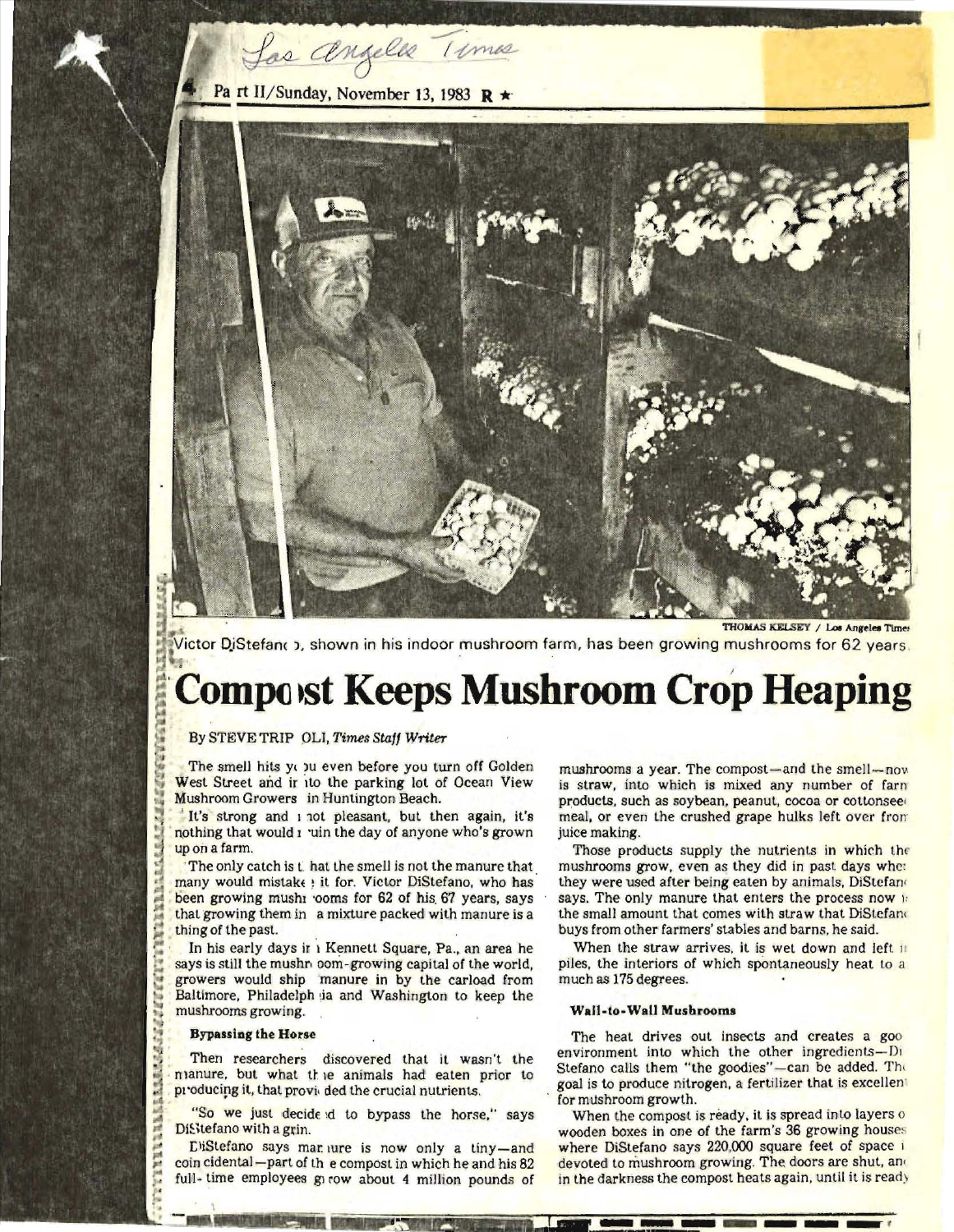Los Angeles Times

Part II/Sunday, November 13, 1983

Victor DiStefano, shown in his indoor mushroom farm, has been growing mushrooms for 62 years.

THOMAS KELSEY / Los Angeles Times

# Compost Keeps Mushroom Crop Heaping

By STEVE TRIPOLI, *Times Staff Writer*

The smell hits you even before you turn off Golden West Street and into the parking lot of Ocean View Mushroom Growers in Huntington Beach.

It's strong and not pleasant, but then again, it's nothing that would ruin the day of anyone who's grown up on a farm.

The only catch is that the smell is not the manure that many would mistake it for. Victor DiStefano, who has been growing mushrooms for 62 of his 67 years, says that growing them in a mixture packed with manure is a thing of the past.

In his early days in Kennett Square, Pa., an area he says is still the mushroom-growing capital of the world, growers would ship manure in by the carload from Baltimore, Philadelphia and Washington to keep the mushrooms growing.

### Bypassing the Horse

Then researchers discovered that it wasn't the manure, but what the animals had eaten prior to producing it, that provided the crucial nutrients.

"So we just decided to bypass the horse," says DiStefano with a grin.

DiStefano says manure is now only a tiny—and coincidental—part of the compost in which he and his 82 full-time employees grow about 4 million pounds of mushrooms a year. The compost—and the smell—now is straw, into which is mixed any number of farm products, such as soybean, peanut, cocoa or cottonseed meal, or even the crushed grape hulks left over from juice making.

Those products supply the nutrients in which the mushrooms grow, even as they did in past days when they were used after being eaten by animals, DiStefano says. The only manure that enters the process now is the small amount that comes with straw that DiStefano buys from other farmers' stables and barns, he said.

When the straw arrives, it is wet down and left in piles, the interiors of which spontaneously heat to as much as 175 degrees.

### Wall-to-Wall Mushrooms

The heat drives out insects and creates a good environment into which the other ingredients—DiStefano calls them "the goodies"—can be added. The goal is to produce nitrogen, a fertilizer that is excellent for mushroom growth.

When the compost is ready, it is spread into layers of wooden boxes in one of the farm's 36 growing houses where DiStefano says 220,000 square feet of space is devoted to mushroom growing. The doors are shut, and in the darkness the compost heats again, until it is ready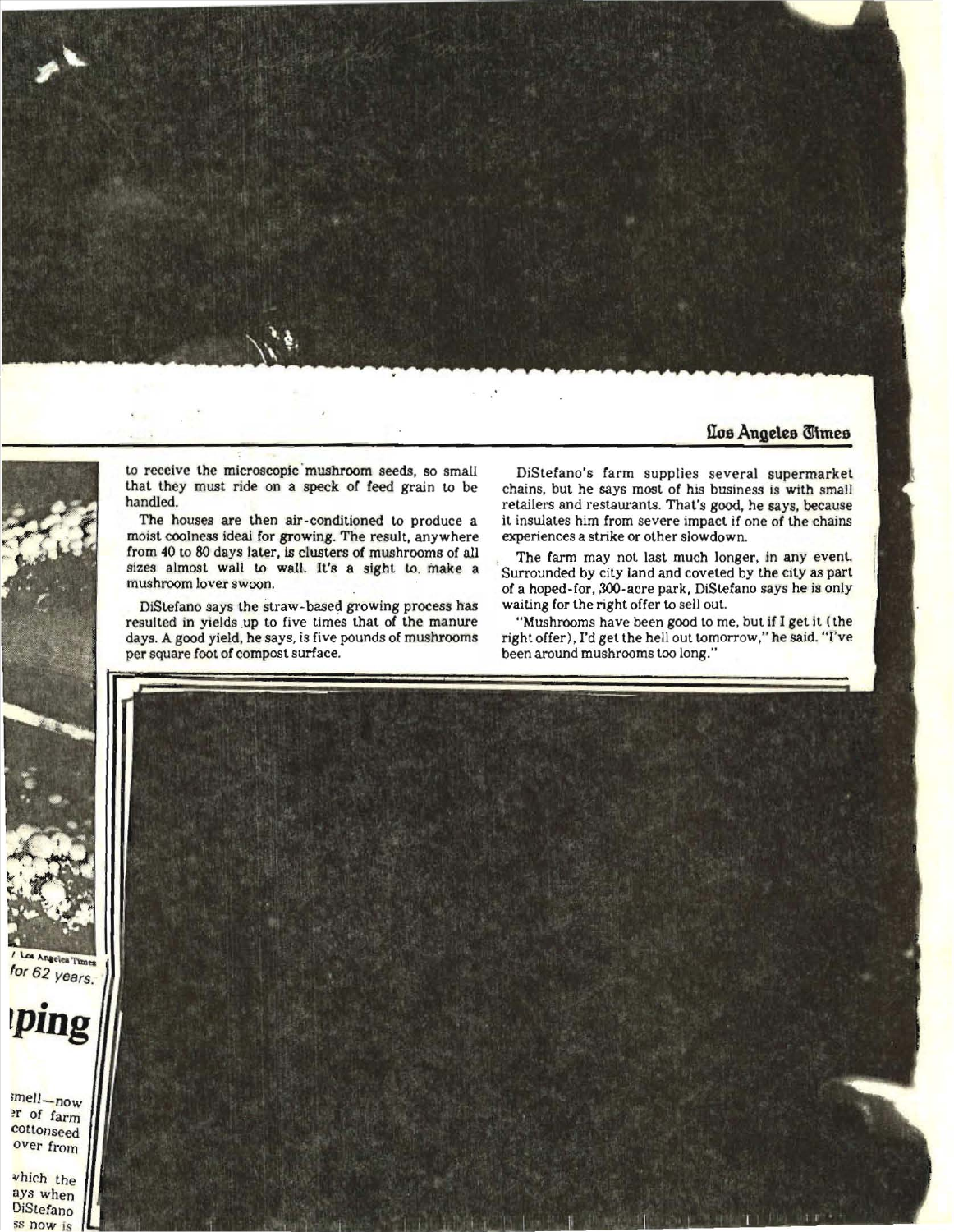to receive the microscopic mushroom seeds, so small that they must ride on a speck of feed grain to be handled.

The houses are then air-conditioned to produce a moist coolness ideal for growing. The result, anywhere from 40 to 80 days later, is clusters of mushrooms of all sizes almost wall to wall. It's a sight to make a mushroom lover swoon.

DiStefano says the straw-based growing process has resulted in yields up to five times that of the manure days. A good yield, he says, is five pounds of mushrooms per square foot of compost surface.

DiStefano's farm supplies several supermarket chains, but he says most of his business is with small retailers and restaurants. That's good, he says, because it insulates him from severe impact if one of the chains experiences a strike or other slowdown.

The farm may not last much longer, in any event. Surrounded by city land and coveted by the city as part of a hoped-for, 300-acre park, DiStefano says he is only waiting for the right offer to sell out.

"Mushrooms have been good to me, but if I get it (the right offer), I'd get the hell out tomorrow," he said. "I've been around mushrooms too long."

/ Los Angeles Times

*for 62 years.*

**ping**

smell—now
er of farm
cottonseed
over from

which the
ays when
DiStefano
ss now is